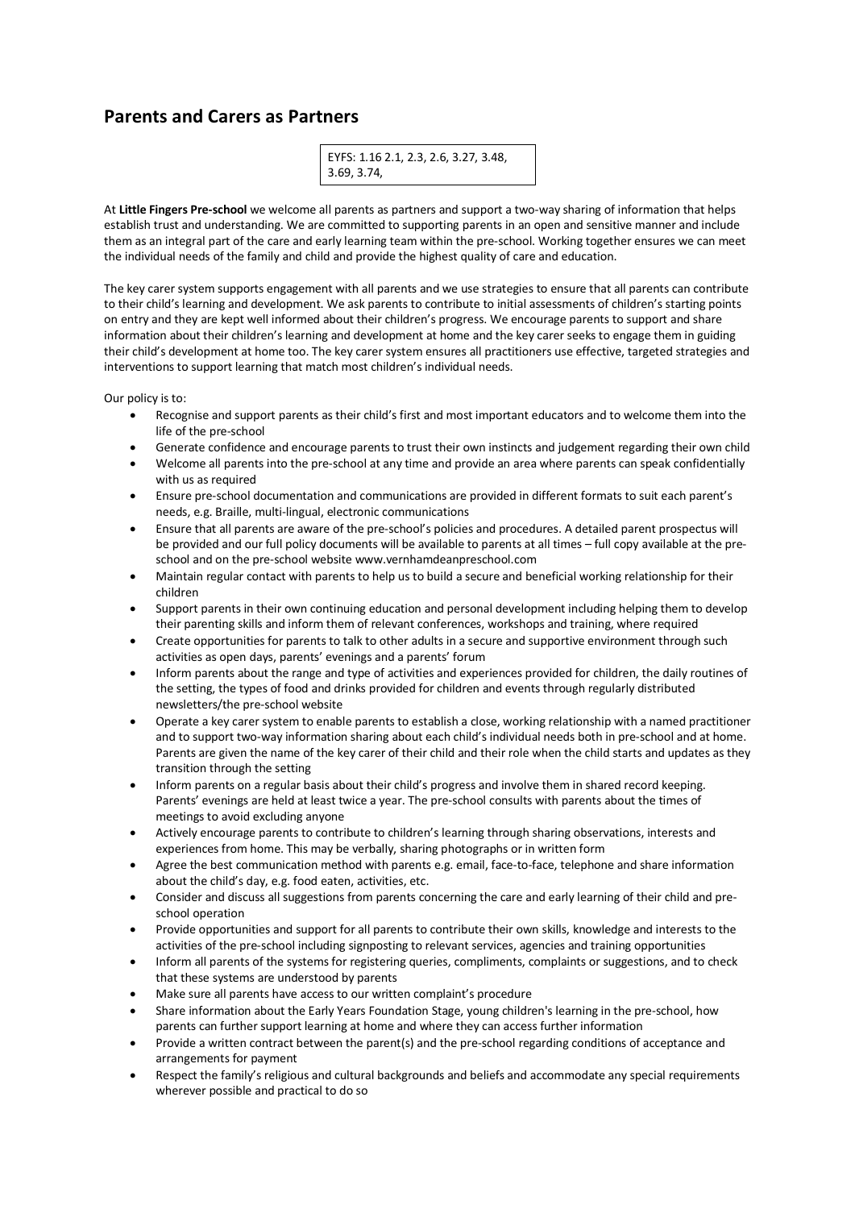## Parents and Carers as Partners

EYFS: 1.16 2.1, 2.3, 2.6, 3.27, 3.48, 3.69, 3.74,

At **Little Fingers Pre-school** we welcome all parents as partners and support a two-way sharing of information that helps establish trust and understanding. We are committed to supporting parents in an open and sensitive manner and include them as an integral part of the care and early learning team within the pre-school. Working together ensures we can meet the individual needs of the family and child and provide the highest quality of care and education.

The key carer system supports engagement with all parents and we use strategies to ensure that all parents can contribute to their child's learning and development. We ask parents to contribute to initial assessments of children's starting points on entry and they are kept well informed about their children's progress. We encourage parents to support and share information about their children's learning and development at home and the key carer seeks to engage them in guiding their child's development at home too. The key carer system ensures all practitioners use effective, targeted strategies and interventions to support learning that match most children's individual needs.

Our policy is to:

- Recognise and support parents as their child's first and most important educators and to welcome them into the life of the pre-school
- Generate confidence and encourage parents to trust their own instincts and judgement regarding their own child
- Welcome all parents into the pre-school at any time and provide an area where parents can speak confidentially with us as required
- Ensure pre-school documentation and communications are provided in different formats to suit each parent's needs, e.g. Braille, multi-lingual, electronic communications
- Ensure that all parents are aware of the pre-school's policies and procedures. A detailed parent prospectus will be provided and our full policy documents will be available to parents at all times – full copy available at the pre-school and on the pre-school website www.vernhamdeanpreschool.com
- Maintain regular contact with parents to help us to build a secure and beneficial working relationship for their children
- Support parents in their own continuing education and personal development including helping them to develop their parenting skills and inform them of relevant conferences, workshops and training, where required
- Create opportunities for parents to talk to other adults in a secure and supportive environment through such activities as open days, parents' evenings and a parents' forum
- Inform parents about the range and type of activities and experiences provided for children, the daily routines of the setting, the types of food and drinks provided for children and events through regularly distributed newsletters/the pre-school website
- Operate a key carer system to enable parents to establish a close, working relationship with a named practitioner and to support two-way information sharing about each child's individual needs both in pre-school and at home. Parents are given the name of the key carer of their child and their role when the child starts and updates as they transition through the setting
- Inform parents on a regular basis about their child's progress and involve them in shared record keeping. Parents' evenings are held at least twice a year. The pre-school consults with parents about the times of meetings to avoid excluding anyone
- Actively encourage parents to contribute to children's learning through sharing observations, interests and experiences from home. This may be verbally, sharing photographs or in written form
- Agree the best communication method with parents e.g. email, face-to-face, telephone and share information about the child's day, e.g. food eaten, activities, etc.
- Consider and discuss all suggestions from parents concerning the care and early learning of their child and pre-school operation
- Provide opportunities and support for all parents to contribute their own skills, knowledge and interests to the activities of the pre-school including signposting to relevant services, agencies and training opportunities
- Inform all parents of the systems for registering queries, compliments, complaints or suggestions, and to check that these systems are understood by parents
- Make sure all parents have access to our written complaint's procedure
- Share information about the Early Years Foundation Stage, young children's learning in the pre-school, how parents can further support learning at home and where they can access further information
- Provide a written contract between the parent(s) and the pre-school regarding conditions of acceptance and arrangements for payment
- Respect the family's religious and cultural backgrounds and beliefs and accommodate any special requirements wherever possible and practical to do so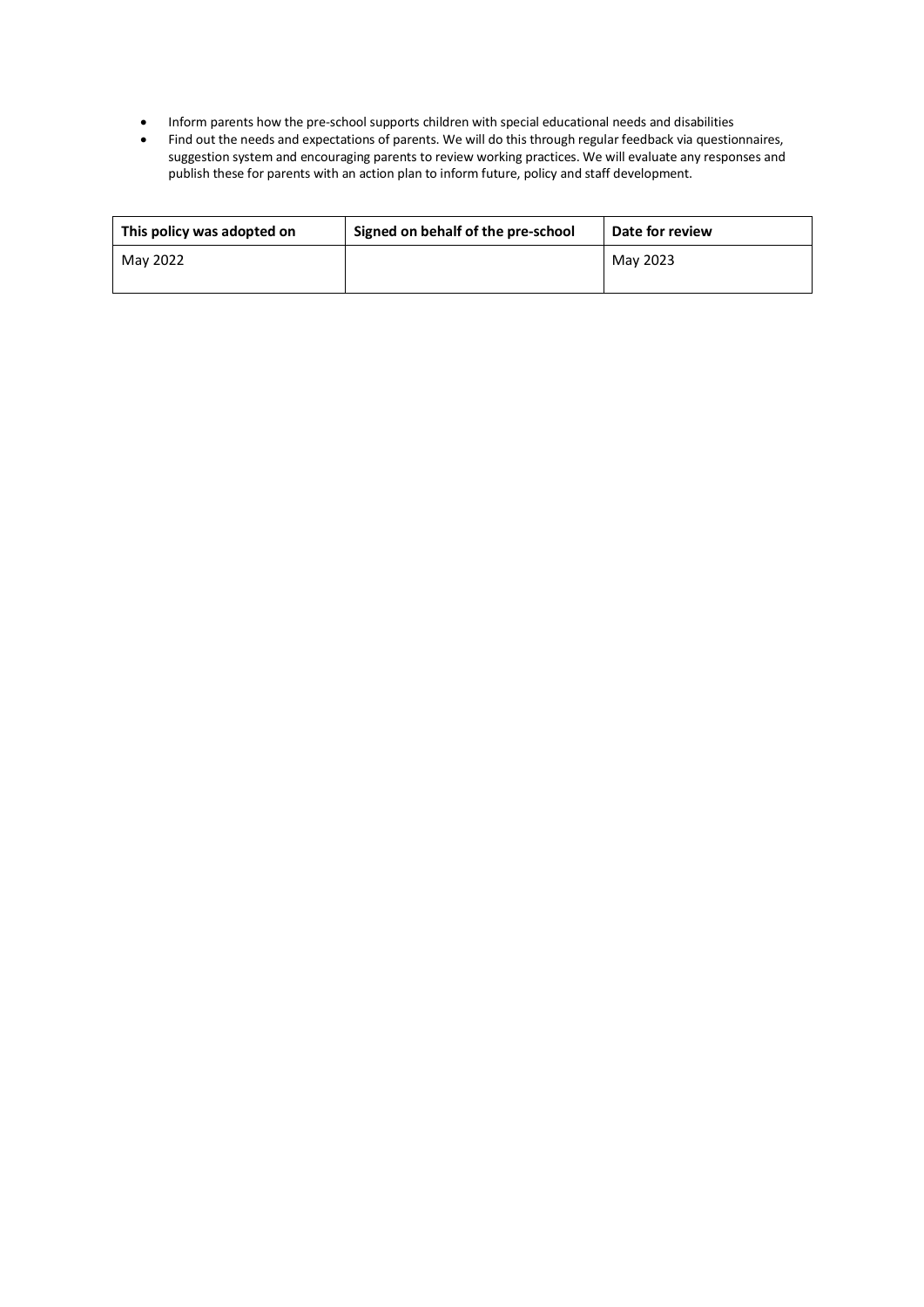- Inform parents how the pre-school supports children with special educational needs and disabilities
- Find out the needs and expectations of parents. We will do this through regular feedback via questionnaires, suggestion system and encouraging parents to review working practices. We will evaluate any responses and publish these for parents with an action plan to inform future, policy and staff development.

| This policy was adopted on | Signed on behalf of the pre-school | Date for review |
|---|---|---|
| May 2022 | | May 2023 |